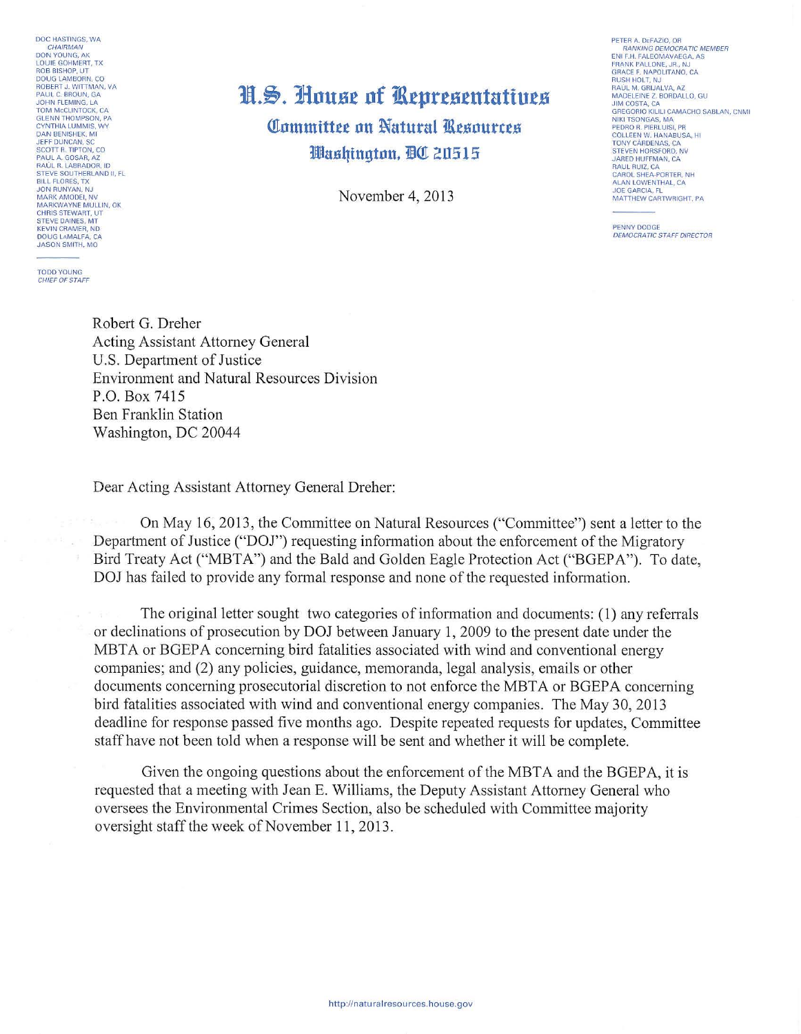DOC HASTINGS, WA
*CHAIRMAN*
DON YOUNG, AK
LOUIE GOHMERT, TX
ROB BISHOP, UT
DOUG LAMBORN, CO
ROBERT J. WITTMAN, VA
PAUL C. BROUN, GA
JOHN FLEMING, LA
TOM McCLINTOCK, CA
GLENN THOMPSON, PA
CYNTHIA LUMMIS, WY
DAN BENISHEK, MI
JEFF DUNCAN, SC
SCOTT R. TIPTON, CO
PAUL A. GOSAR, AZ
RAUL R. LABRADOR, ID
STEVE SOUTHERLAND II, FL
BILL FLORES, TX
JON RUNYAN, NJ
MARK AMODEI, NV
MARKWAYNE MULLIN, OK
CHRIS STEWART, UT
STEVE DAINES, MT
KEVIN CRAMER, ND
DOUG LaMALFA, CA
JASON SMITH, MO

TODD YOUNG
*CHIEF OF STAFF*

# U.S. House of Representatives

## Committee on Natural Resources

## Washington, DC 20515

November 4, 2013

PETER A. DeFAZIO, OR
*RANKING DEMOCRATIC MEMBER*
ENI F.H. FALEOMAVAEGA, AS
FRANK PALLONE, JR., NJ
GRACE F. NAPOLITANO, CA
RUSH HOLT, NJ
RAUL M. GRIJALVA, AZ
MADELEINE Z. BORDALLO, GU
JIM COSTA, CA
GREGORIO KILILI CAMACHO SABLAN, CNMI
NIKI TSONGAS, MA
PEDRO R. PIERLUISI, PR
COLLEEN W. HANABUSA, HI
TONY CÁRDENAS, CA
STEVEN HORSFORD, NV
JARED HUFFMAN, CA
RAUL RUIZ, CA
CAROL SHEA-PORTER, NH
ALAN LOWENTHAL, CA
JOE GARCIA, FL
MATTHEW CARTWRIGHT, PA

PENNY DODGE
*DEMOCRATIC STAFF DIRECTOR*

Robert G. Dreher
Acting Assistant Attorney General
U.S. Department of Justice
Environment and Natural Resources Division
P.O. Box 7415
Ben Franklin Station
Washington, DC 20044

Dear Acting Assistant Attorney General Dreher:

On May 16, 2013, the Committee on Natural Resources ("Committee") sent a letter to the Department of Justice ("DOJ") requesting information about the enforcement of the Migratory Bird Treaty Act ("MBTA") and the Bald and Golden Eagle Protection Act ("BGEPA"). To date, DOJ has failed to provide any formal response and none of the requested information.

The original letter sought two categories of information and documents: (1) any referrals or declinations of prosecution by DOJ between January 1, 2009 to the present date under the MBTA or BGEPA concerning bird fatalities associated with wind and conventional energy companies; and (2) any policies, guidance, memoranda, legal analysis, emails or other documents concerning prosecutorial discretion to not enforce the MBTA or BGEPA concerning bird fatalities associated with wind and conventional energy companies. The May 30, 2013 deadline for response passed five months ago. Despite repeated requests for updates, Committee staff have not been told when a response will be sent and whether it will be complete.

Given the ongoing questions about the enforcement of the MBTA and the BGEPA, it is requested that a meeting with Jean E. Williams, the Deputy Assistant Attorney General who oversees the Environmental Crimes Section, also be scheduled with Committee majority oversight staff the week of November 11, 2013.

http://naturalresources.house.gov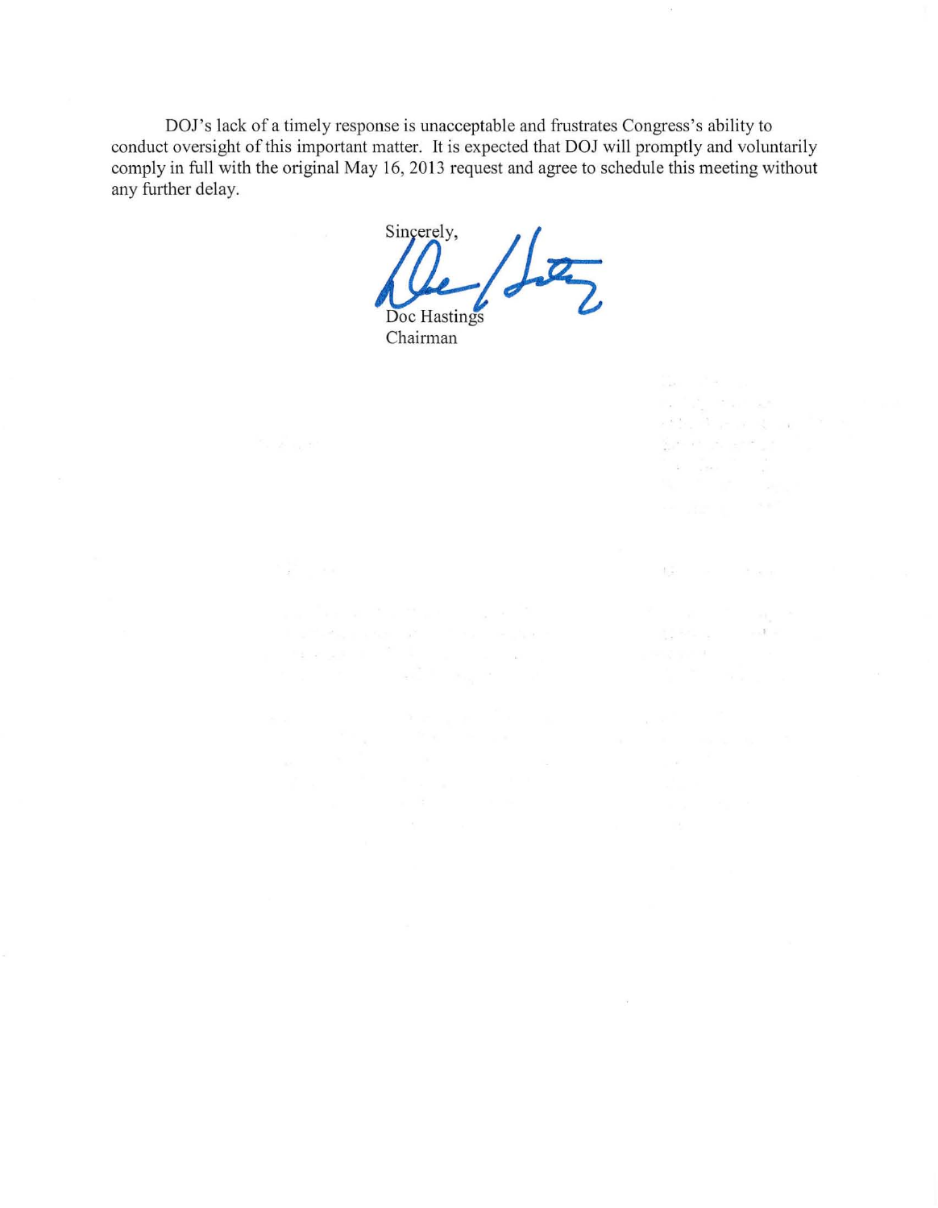DOJ's lack of a timely response is unacceptable and frustrates Congress's ability to conduct oversight of this important matter. It is expected that DOJ will promptly and voluntarily comply in full with the original May 16, 2013 request and agree to schedule this meeting without any further delay.

Sincerely,

Doc Hastings
Chairman